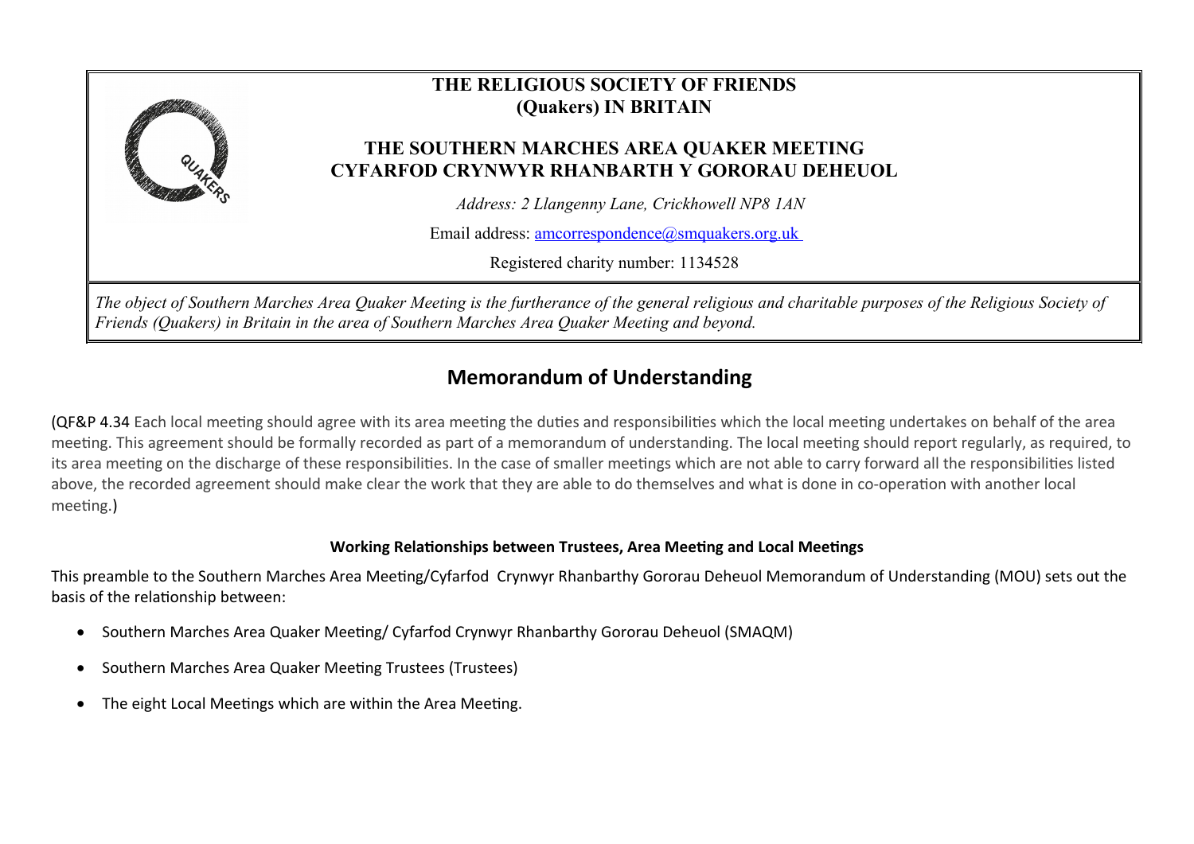**THE RELIGIOUS SOCIETY OF FRIENDS (Quakers) IN BRITAIN**

**THE SOUTHERN MARCHES AREA QUAKER MEETING**
**CYFARFOD CRYNWYR RHANBARTH Y GORORAU DEHEUOL**

*Address: 2 Llangenny Lane, Crickhowell NP8 1AN*

Email address: amcorrespondence@smquakers.org.uk

Registered charity number: 1134528

*The object of Southern Marches Area Quaker Meeting is the furtherance of the general religious and charitable purposes of the Religious Society of Friends (Quakers) in Britain in the area of Southern Marches Area Quaker Meeting and beyond.*

# Memorandum of Understanding

(QF&P 4.34 Each local meeting should agree with its area meeting the duties and responsibilities which the local meeting undertakes on behalf of the area meeting. This agreement should be formally recorded as part of a memorandum of understanding. The local meeting should report regularly, as required, to its area meeting on the discharge of these responsibilities. In the case of smaller meetings which are not able to carry forward all the responsibilities listed above, the recorded agreement should make clear the work that they are able to do themselves and what is done in co-operation with another local meeting.)

### Working Relationships between Trustees, Area Meeting and Local Meetings

This preamble to the Southern Marches Area Meeting/Cyfarfod Crynwyr Rhanbarthy Gororau Deheuol Memorandum of Understanding (MOU) sets out the basis of the relationship between:

- Southern Marches Area Quaker Meeting/ Cyfarfod Crynwyr Rhanbarthy Gororau Deheuol (SMAQM)
- Southern Marches Area Quaker Meeting Trustees (Trustees)
- The eight Local Meetings which are within the Area Meeting.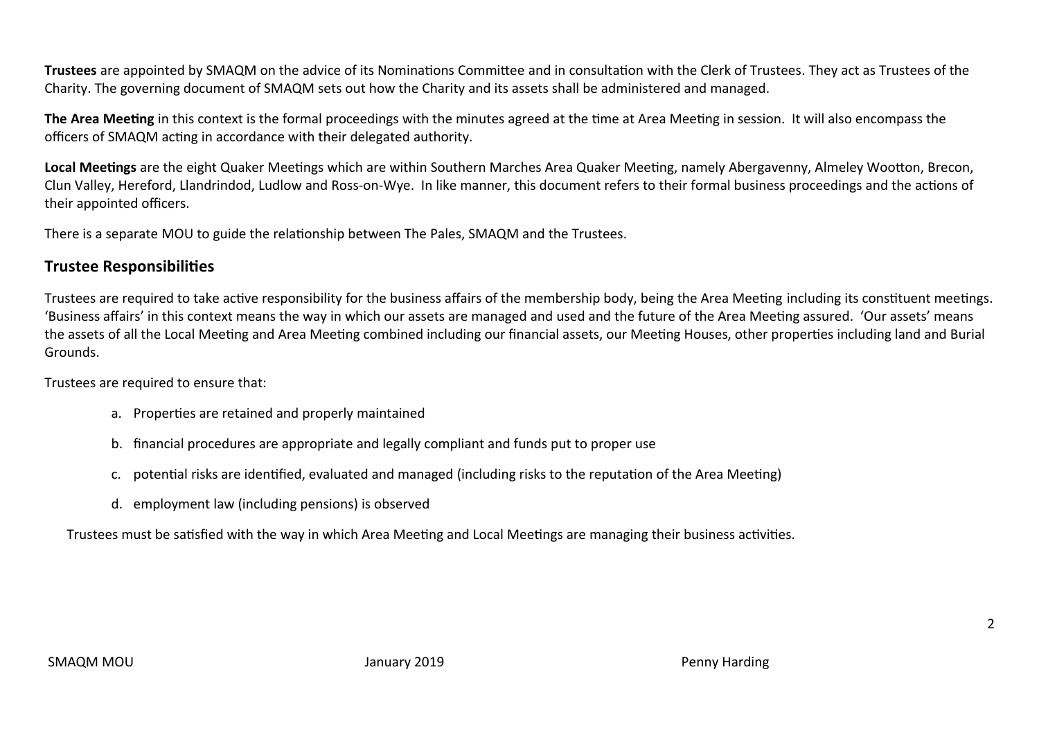**Trustees** are appointed by SMAQM on the advice of its Nominations Committee and in consultation with the Clerk of Trustees. They act as Trustees of the Charity. The governing document of SMAQM sets out how the Charity and its assets shall be administered and managed.

**The Area Meeting** in this context is the formal proceedings with the minutes agreed at the time at Area Meeting in session. It will also encompass the officers of SMAQM acting in accordance with their delegated authority.

**Local Meetings** are the eight Quaker Meetings which are within Southern Marches Area Quaker Meeting, namely Abergavenny, Almeley Wootton, Brecon, Clun Valley, Hereford, Llandrindod, Ludlow and Ross-on-Wye. In like manner, this document refers to their formal business proceedings and the actions of their appointed officers.

There is a separate MOU to guide the relationship between The Pales, SMAQM and the Trustees.

## Trustee Responsibilities

Trustees are required to take active responsibility for the business affairs of the membership body, being the Area Meeting including its constituent meetings. 'Business affairs' in this context means the way in which our assets are managed and used and the future of the Area Meeting assured. 'Our assets' means the assets of all the Local Meeting and Area Meeting combined including our financial assets, our Meeting Houses, other properties including land and Burial Grounds.

Trustees are required to ensure that:

a. Properties are retained and properly maintained

b. financial procedures are appropriate and legally compliant and funds put to proper use

c. potential risks are identified, evaluated and managed (including risks to the reputation of the Area Meeting)

d. employment law (including pensions) is observed

Trustees must be satisfied with the way in which Area Meeting and Local Meetings are managing their business activities.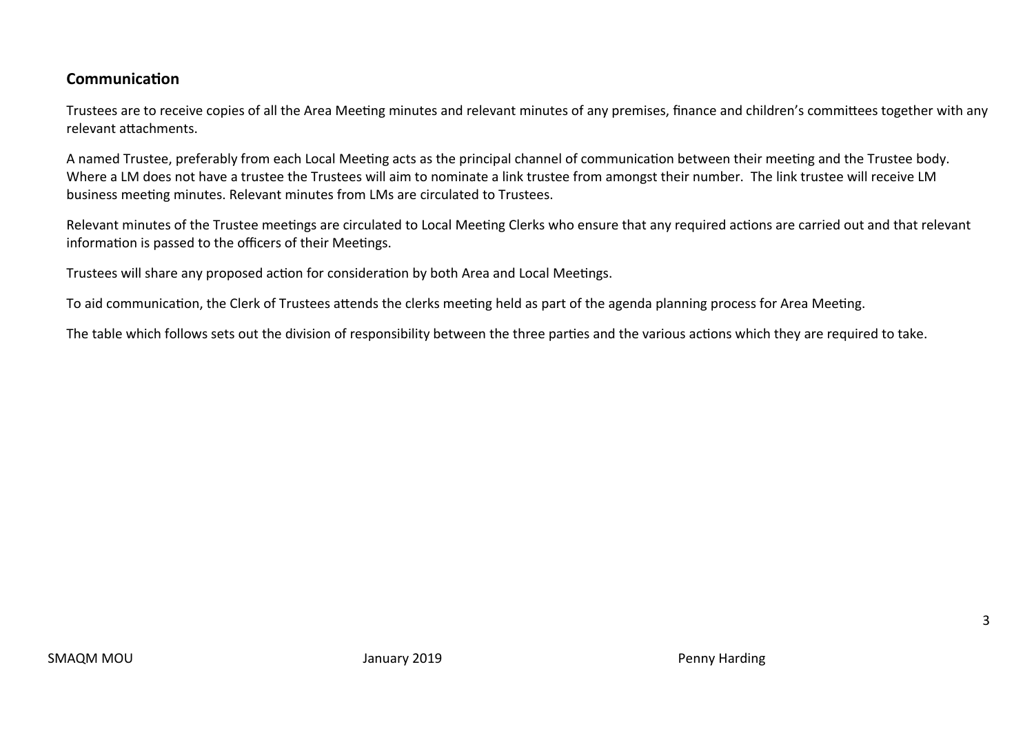## Communication

Trustees are to receive copies of all the Area Meeting minutes and relevant minutes of any premises, finance and children's committees together with any relevant attachments.

A named Trustee, preferably from each Local Meeting acts as the principal channel of communication between their meeting and the Trustee body. Where a LM does not have a trustee the Trustees will aim to nominate a link trustee from amongst their number. The link trustee will receive LM business meeting minutes. Relevant minutes from LMs are circulated to Trustees.

Relevant minutes of the Trustee meetings are circulated to Local Meeting Clerks who ensure that any required actions are carried out and that relevant information is passed to the officers of their Meetings.

Trustees will share any proposed action for consideration by both Area and Local Meetings.

To aid communication, the Clerk of Trustees attends the clerks meeting held as part of the agenda planning process for Area Meeting.

The table which follows sets out the division of responsibility between the three parties and the various actions which they are required to take.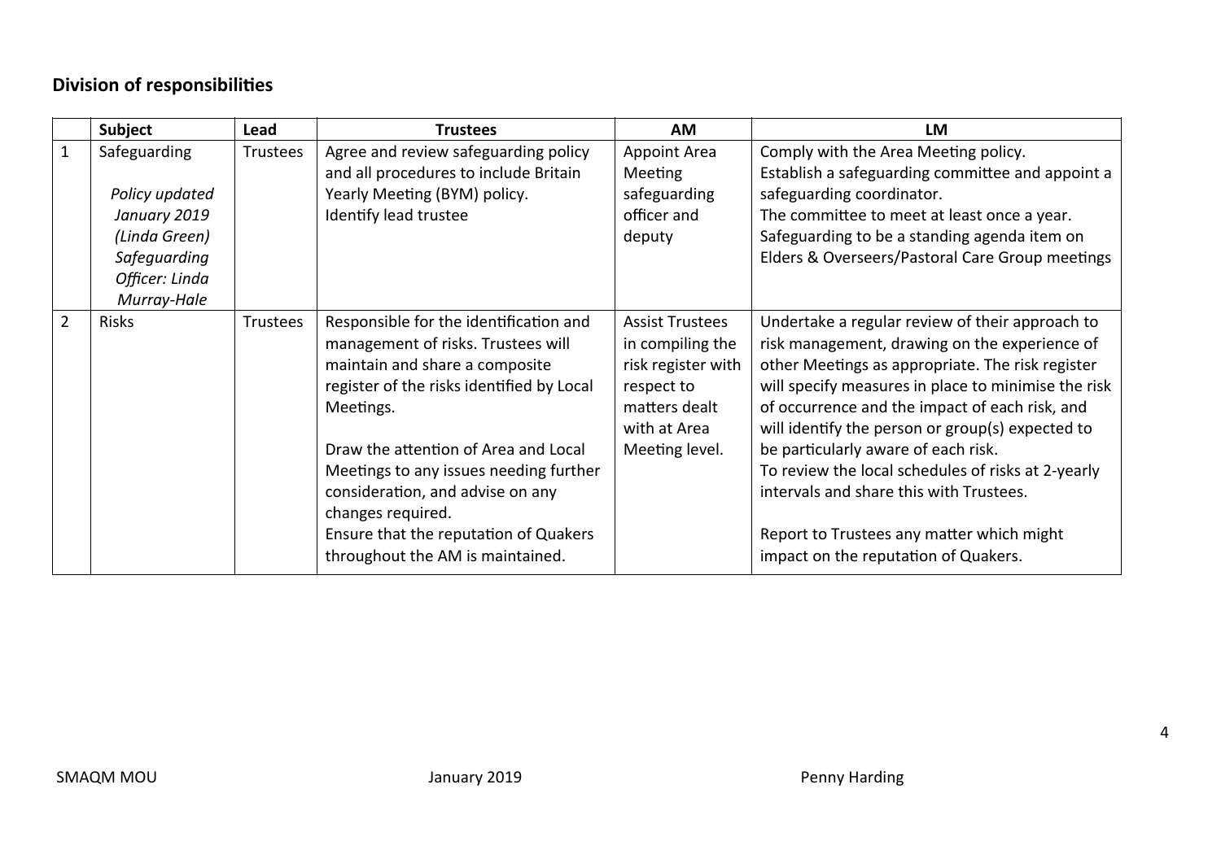## Division of responsibilities

| | Subject | Lead | Trustees | AM | LM |
|---|---|---|---|---|---|
| 1 | Safeguarding<br><br>*Policy updated January 2019 (Linda Green) Safeguarding Officer: Linda Murray-Hale* | Trustees | Agree and review safeguarding policy and all procedures to include Britain Yearly Meeting (BYM) policy.<br>Identify lead trustee | Appoint Area Meeting safeguarding officer and deputy | Comply with the Area Meeting policy.<br>Establish a safeguarding committee and appoint a safeguarding coordinator.<br>The committee to meet at least once a year.<br>Safeguarding to be a standing agenda item on Elders & Overseers/Pastoral Care Group meetings |
| 2 | Risks | Trustees | Responsible for the identification and management of risks. Trustees will maintain and share a composite register of the risks identified by Local Meetings.<br><br>Draw the attention of Area and Local Meetings to any issues needing further consideration, and advise on any changes required.<br>Ensure that the reputation of Quakers throughout the AM is maintained. | Assist Trustees in compiling the risk register with respect to matters dealt with at Area Meeting level. | Undertake a regular review of their approach to risk management, drawing on the experience of other Meetings as appropriate. The risk register will specify measures in place to minimise the risk of occurrence and the impact of each risk, and will identify the person or group(s) expected to be particularly aware of each risk.<br>To review the local schedules of risks at 2-yearly intervals and share this with Trustees.<br><br>Report to Trustees any matter which might impact on the reputation of Quakers. |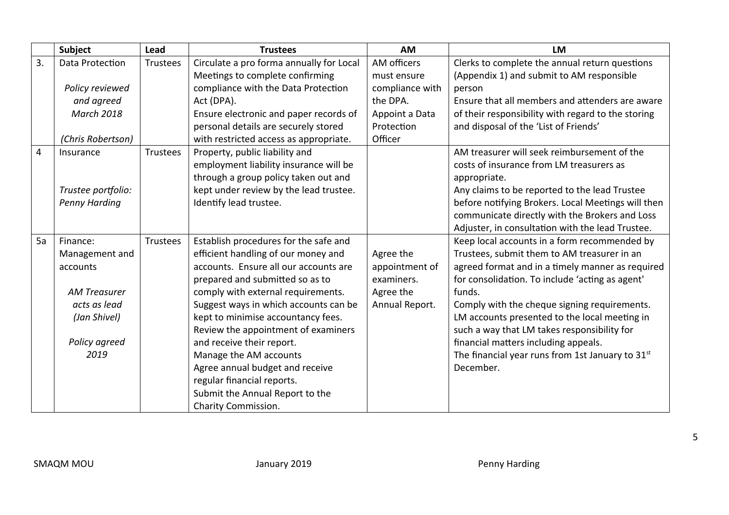| | Subject | Lead | Trustees | AM | LM |
|---|---|---|---|---|---|
| 3. | Data Protection<br><br>*Policy reviewed and agreed March 2018*<br><br>*(Chris Robertson)* | Trustees | Circulate a pro forma annually for Local Meetings to complete confirming compliance with the Data Protection Act (DPA).<br>Ensure electronic and paper records of personal details are securely stored with restricted access as appropriate. | AM officers must ensure compliance with the DPA.<br>Appoint a Data Protection Officer | Clerks to complete the annual return questions (Appendix 1) and submit to AM responsible person<br>Ensure that all members and attenders are aware of their responsibility with regard to the storing and disposal of the 'List of Friends' |
| 4 | Insurance<br><br>*Trustee portfolio: Penny Harding* | Trustees | Property, public liability and employment liability insurance will be through a group policy taken out and kept under review by the lead trustee.<br>Identify lead trustee. | | AM treasurer will seek reimbursement of the costs of insurance from LM treasurers as appropriate.<br>Any claims to be reported to the lead Trustee before notifying Brokers. Local Meetings will then communicate directly with the Brokers and Loss Adjuster, in consultation with the lead Trustee. |
| 5a | Finance: Management and accounts<br><br>*AM Treasurer acts as lead (Jan Shivel)*<br><br>*Policy agreed 2019* | Trustees | Establish procedures for the safe and efficient handling of our money and accounts. Ensure all our accounts are prepared and submitted so as to comply with external requirements.<br>Suggest ways in which accounts can be kept to minimise accountancy fees.<br>Review the appointment of examiners and receive their report.<br>Manage the AM accounts<br>Agree annual budget and receive regular financial reports.<br>Submit the Annual Report to the Charity Commission. | Agree the appointment of examiners.<br>Agree the Annual Report. | Keep local accounts in a form recommended by Trustees, submit them to AM treasurer in an agreed format and in a timely manner as required for consolidation. To include 'acting as agent' funds.<br>Comply with the cheque signing requirements.<br>LM accounts presented to the local meeting in such a way that LM takes responsibility for financial matters including appeals.<br>The financial year runs from 1st January to 31st December. |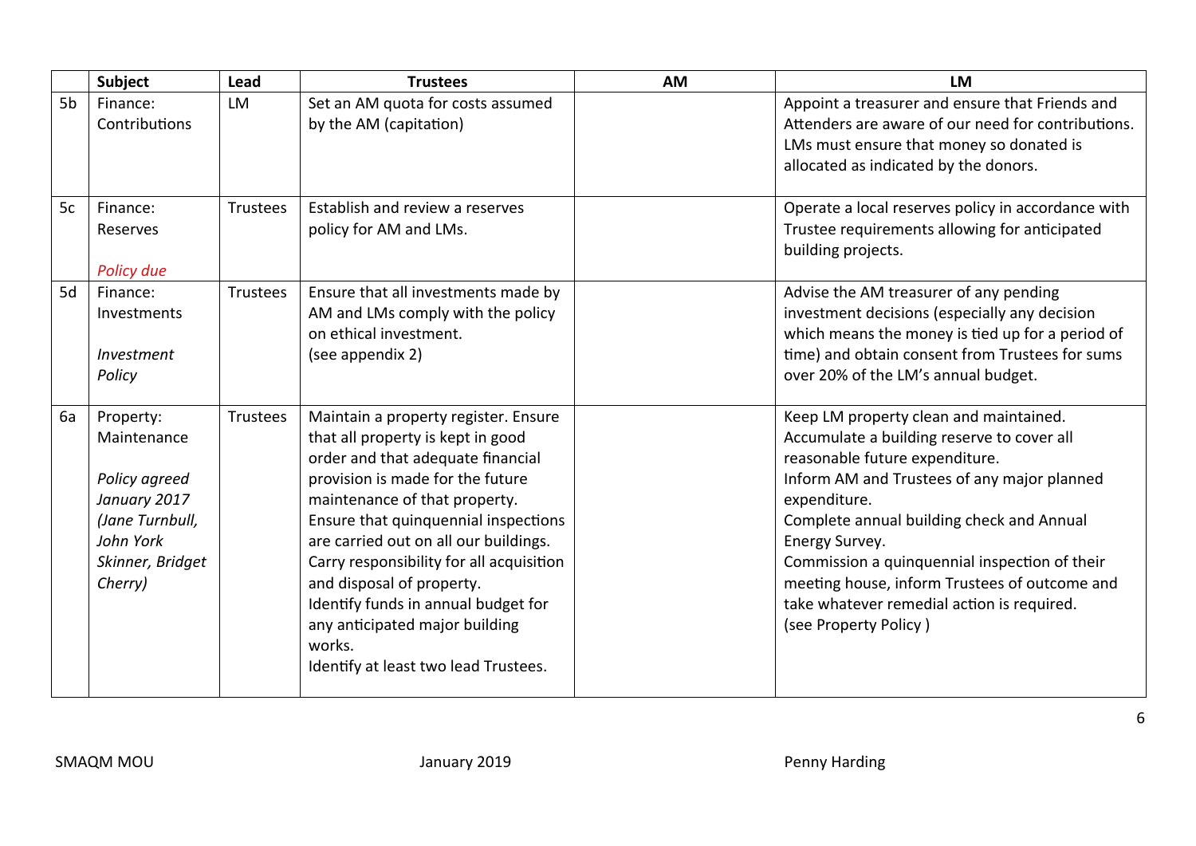| | Subject | Lead | Trustees | AM | LM |
|---|---|---|---|---|---|
| 5b | Finance: Contributions | LM | Set an AM quota for costs assumed by the AM (capitation) | | Appoint a treasurer and ensure that Friends and Attenders are aware of our need for contributions. LMs must ensure that money so donated is allocated as indicated by the donors. |
| 5c | Finance: Reserves<br><br>*Policy due* | Trustees | Establish and review a reserves policy for AM and LMs. | | Operate a local reserves policy in accordance with Trustee requirements allowing for anticipated building projects. |
| 5d | Finance: Investments<br><br>*Investment Policy* | Trustees | Ensure that all investments made by AM and LMs comply with the policy on ethical investment.<br>(see appendix 2) | | Advise the AM treasurer of any pending investment decisions (especially any decision which means the money is tied up for a period of time) and obtain consent from Trustees for sums over 20% of the LM's annual budget. |
| 6a | Property: Maintenance<br><br>*Policy agreed January 2017 (Jane Turnbull, John York Skinner, Bridget Cherry)* | Trustees | Maintain a property register. Ensure that all property is kept in good order and that adequate financial provision is made for the future maintenance of that property.<br>Ensure that quinquennial inspections are carried out on all our buildings.<br>Carry responsibility for all acquisition and disposal of property.<br>Identify funds in annual budget for any anticipated major building works.<br>Identify at least two lead Trustees. | | Keep LM property clean and maintained.<br>Accumulate a building reserve to cover all reasonable future expenditure.<br>Inform AM and Trustees of any major planned expenditure.<br>Complete annual building check and Annual Energy Survey.<br>Commission a quinquennial inspection of their meeting house, inform Trustees of outcome and take whatever remedial action is required.<br>(see Property Policy ) |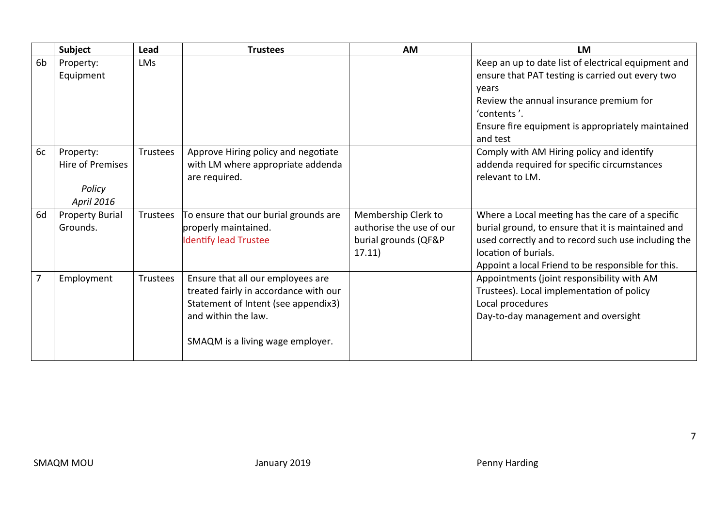| | Subject | Lead | Trustees | AM | LM |
|---|---|---|---|---|---|
| 6b | Property: Equipment | LMs | | | Keep an up to date list of electrical equipment and ensure that PAT testing is carried out every two years<br>Review the annual insurance premium for 'contents '.<br>Ensure fire equipment is appropriately maintained and test |
| 6c | Property: Hire of Premises<br>*Policy April 2016* | Trustees | Approve Hiring policy and negotiate with LM where appropriate addenda are required. | | Comply with AM Hiring policy and identify addenda required for specific circumstances relevant to LM. |
| 6d | Property Burial Grounds. | Trustees | To ensure that our burial grounds are properly maintained.<br>Identify lead Trustee | Membership Clerk to authorise the use of our burial grounds (QF&P 17.11) | Where a Local meeting has the care of a specific burial ground, to ensure that it is maintained and used correctly and to record such use including the location of burials.<br>Appoint a local Friend to be responsible for this. |
| 7 | Employment | Trustees | Ensure that all our employees are treated fairly in accordance with our Statement of Intent (see appendix3) and within the law.<br><br>SMAQM is a living wage employer. | | Appointments (joint responsibility with AM Trustees). Local implementation of policy<br>Local procedures<br>Day-to-day management and oversight |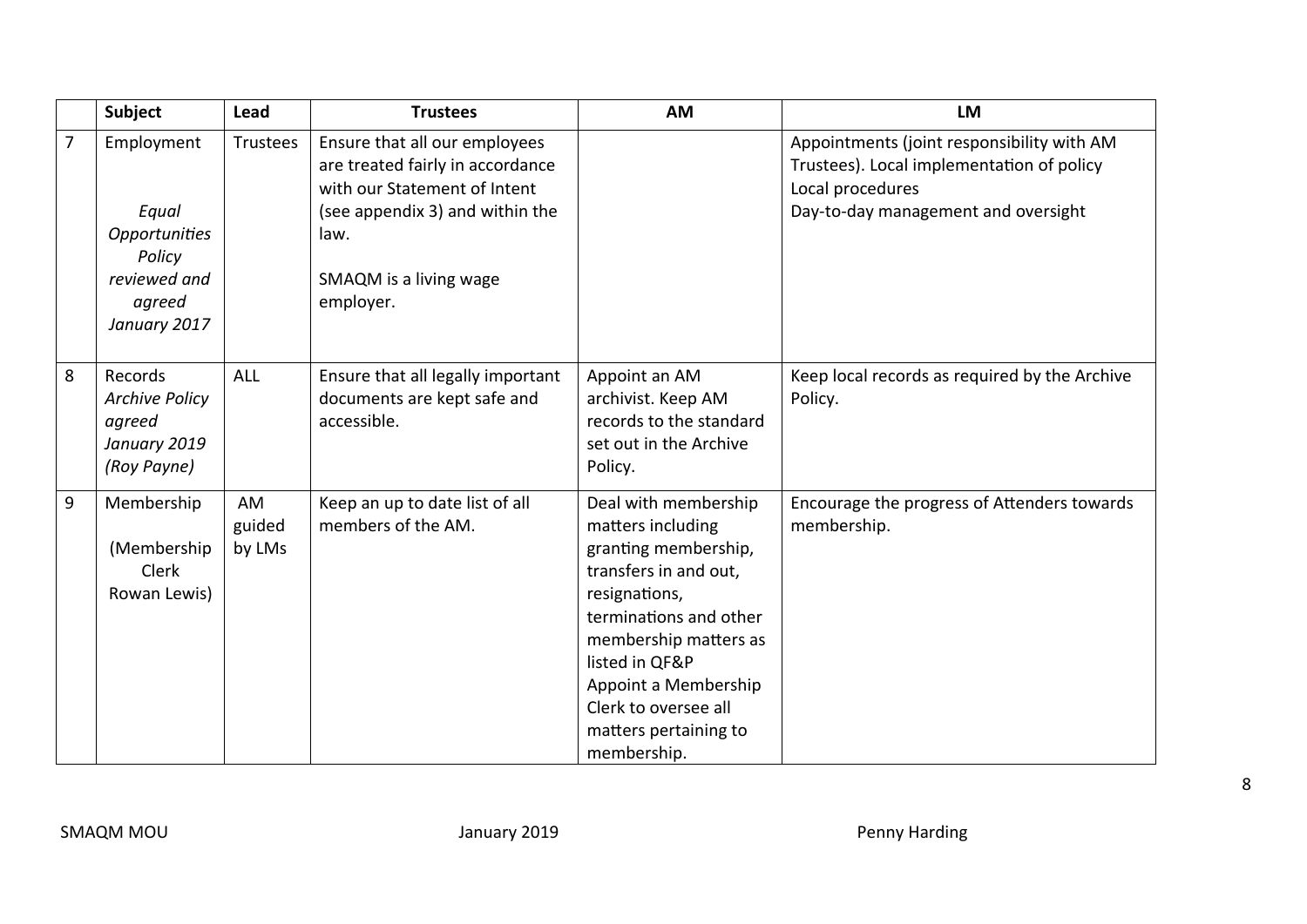| | Subject | Lead | Trustees | AM | LM |
|---|---|---|---|---|---|
| 7 | Employment<br><br>*Equal Opportunities Policy reviewed and agreed January 2017* | Trustees | Ensure that all our employees are treated fairly in accordance with our Statement of Intent (see appendix 3) and within the law.<br><br>SMAQM is a living wage employer. | | Appointments (joint responsibility with AM Trustees). Local implementation of policy<br>Local procedures<br>Day-to-day management and oversight |
| 8 | Records<br>*Archive Policy agreed January 2019 (Roy Payne)* | ALL | Ensure that all legally important documents are kept safe and accessible. | Appoint an AM archivist. Keep AM records to the standard set out in the Archive Policy. | Keep local records as required by the Archive Policy. |
| 9 | Membership<br><br>(Membership Clerk Rowan Lewis) | AM guided by LMs | Keep an up to date list of all members of the AM. | Deal with membership matters including granting membership, transfers in and out, resignations, terminations and other membership matters as listed in QF&P<br>Appoint a Membership Clerk to oversee all matters pertaining to membership. | Encourage the progress of Attenders towards membership. |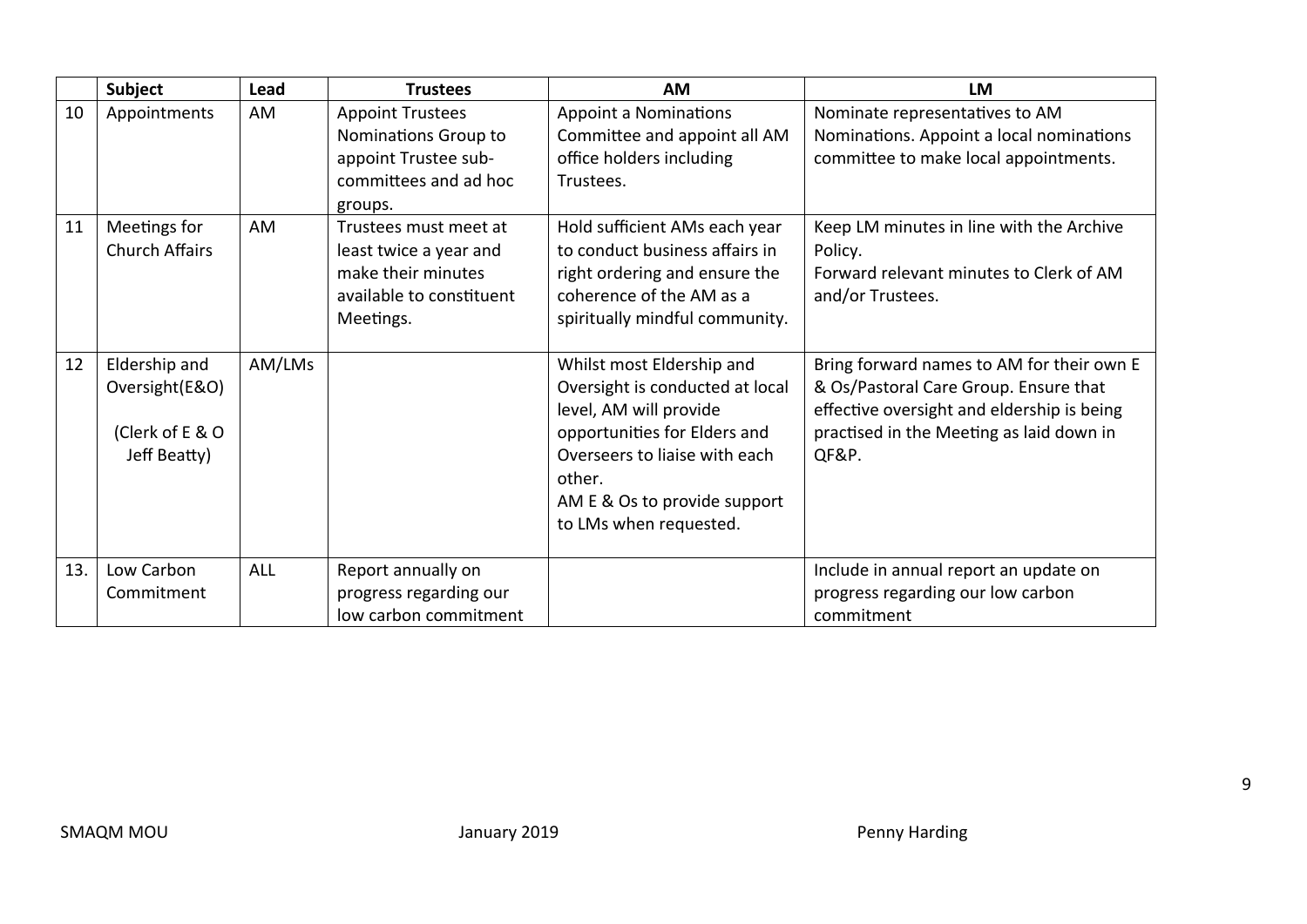| | Subject | Lead | Trustees | AM | LM |
|---|---|---|---|---|---|
| 10 | Appointments | AM | Appoint Trustees Nominations Group to appoint Trustee sub-committees and ad hoc groups. | Appoint a Nominations Committee and appoint all AM office holders including Trustees. | Nominate representatives to AM Nominations. Appoint a local nominations committee to make local appointments. |
| 11 | Meetings for Church Affairs | AM | Trustees must meet at least twice a year and make their minutes available to constituent Meetings. | Hold sufficient AMs each year to conduct business affairs in right ordering and ensure the coherence of the AM as a spiritually mindful community. | Keep LM minutes in line with the Archive Policy.<br>Forward relevant minutes to Clerk of AM and/or Trustees. |
| 12 | Eldership and Oversight(E&O)<br><br>(Clerk of E & O Jeff Beatty) | AM/LMs | | Whilst most Eldership and Oversight is conducted at local level, AM will provide opportunities for Elders and Overseers to liaise with each other.<br>AM E & Os to provide support to LMs when requested. | Bring forward names to AM for their own E & Os/Pastoral Care Group. Ensure that effective oversight and eldership is being practised in the Meeting as laid down in QF&P. |
| 13. | Low Carbon Commitment | ALL | Report annually on progress regarding our low carbon commitment | | Include in annual report an update on progress regarding our low carbon commitment |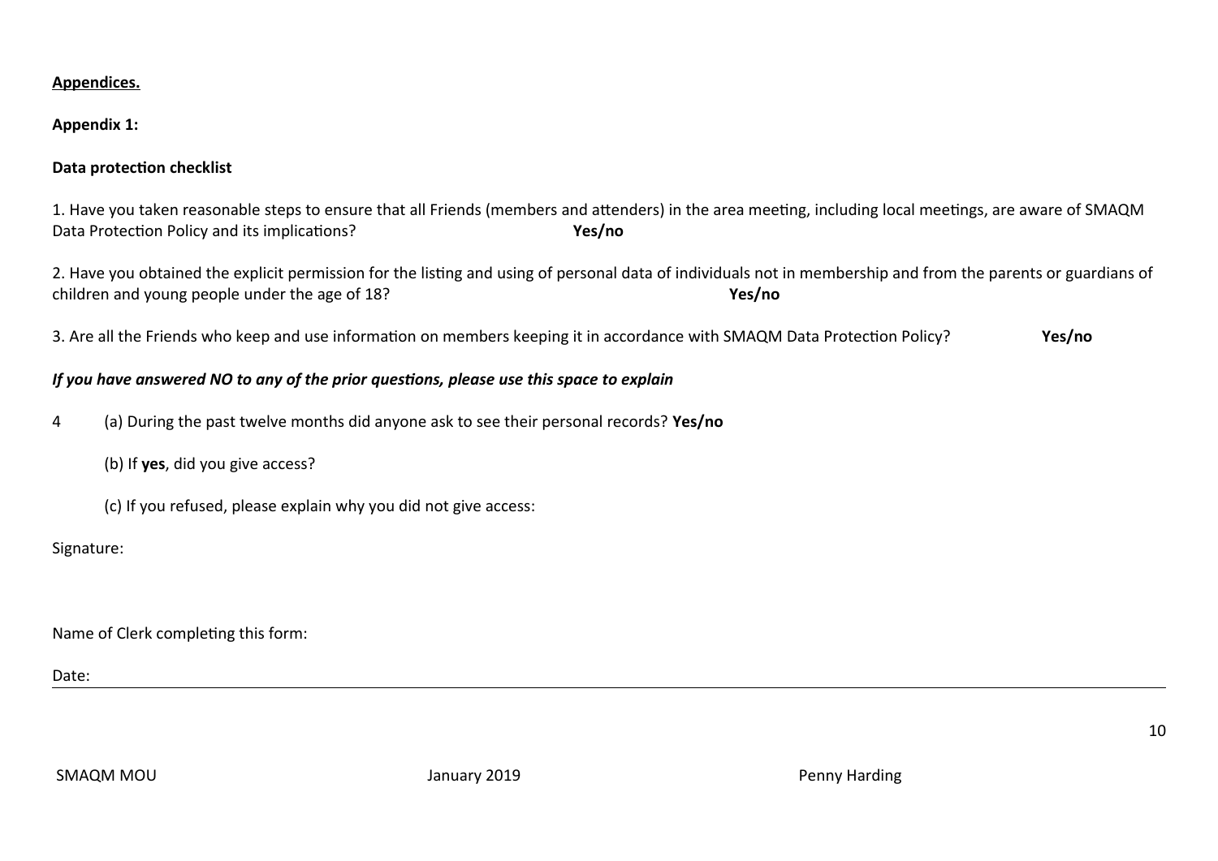**Appendices.**

**Appendix 1:**

**Data protection checklist**

1. Have you taken reasonable steps to ensure that all Friends (members and attenders) in the area meeting, including local meetings, are aware of SMAQM Data Protection Policy and its implications? **Yes/no**

2. Have you obtained the explicit permission for the listing and using of personal data of individuals not in membership and from the parents or guardians of children and young people under the age of 18? **Yes/no**

3. Are all the Friends who keep and use information on members keeping it in accordance with SMAQM Data Protection Policy? **Yes/no**

***If you have answered NO to any of the prior questions, please use this space to explain***

4 (a) During the past twelve months did anyone ask to see their personal records? **Yes/no**

(b) If **yes**, did you give access?

(c) If you refused, please explain why you did not give access:

Signature:

Name of Clerk completing this form:

Date: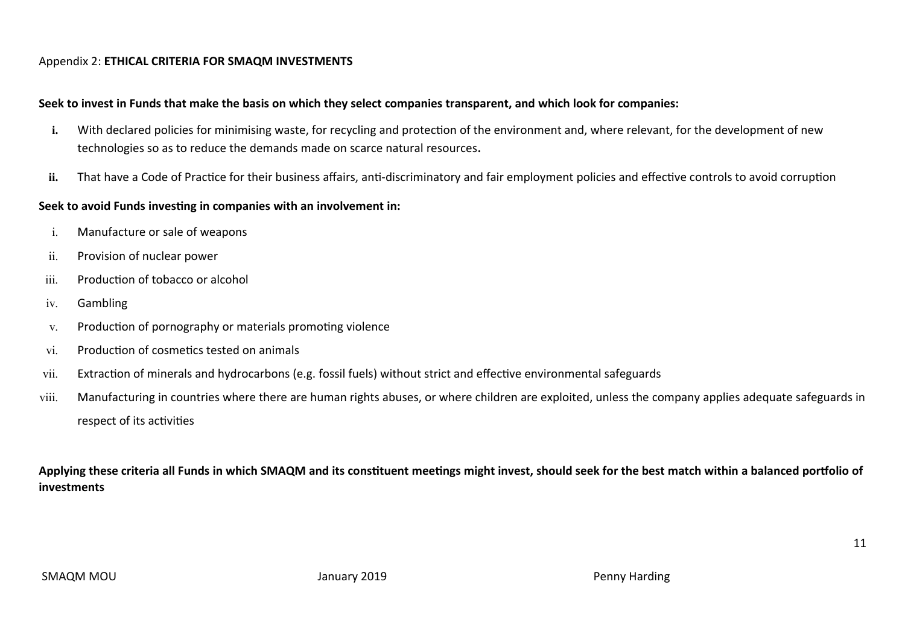Appendix 2: **ETHICAL CRITERIA FOR SMAQM INVESTMENTS**

**Seek to invest in Funds that make the basis on which they select companies transparent, and which look for companies:**

- **i.** With declared policies for minimising waste, for recycling and protection of the environment and, where relevant, for the development of new technologies so as to reduce the demands made on scarce natural resources**.**
- **ii.** That have a Code of Practice for their business affairs, anti-discriminatory and fair employment policies and effective controls to avoid corruption

**Seek to avoid Funds investing in companies with an involvement in:**

- i. Manufacture or sale of weapons
- ii. Provision of nuclear power
- iii. Production of tobacco or alcohol
- iv. Gambling
- v. Production of pornography or materials promoting violence
- vi. Production of cosmetics tested on animals
- vii. Extraction of minerals and hydrocarbons (e.g. fossil fuels) without strict and effective environmental safeguards
- viii. Manufacturing in countries where there are human rights abuses, or where children are exploited, unless the company applies adequate safeguards in respect of its activities

**Applying these criteria all Funds in which SMAQM and its constituent meetings might invest, should seek for the best match within a balanced portfolio of investments**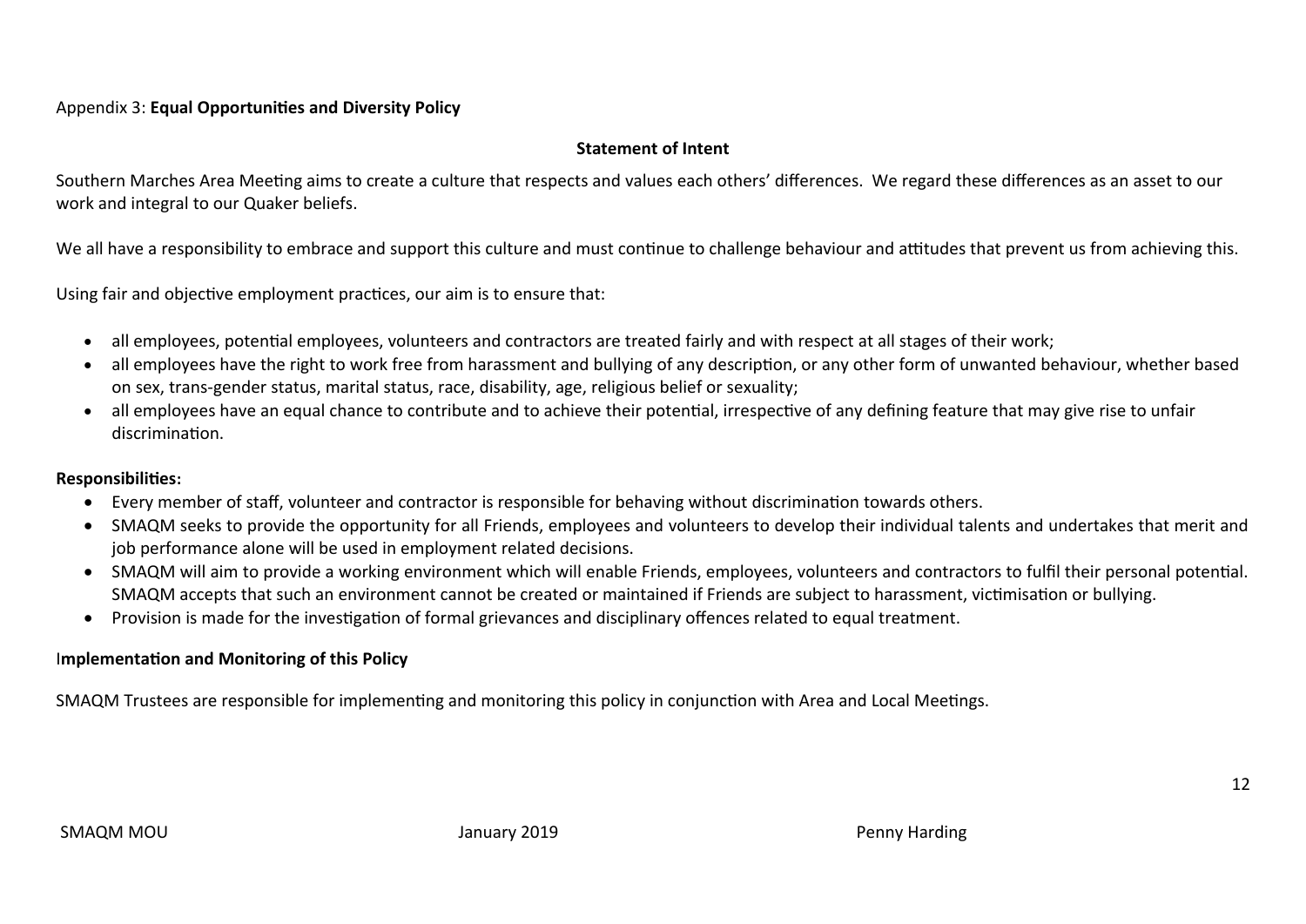Appendix 3: **Equal Opportunities and Diversity Policy**

**Statement of Intent**

Southern Marches Area Meeting aims to create a culture that respects and values each others' differences. We regard these differences as an asset to our work and integral to our Quaker beliefs.

We all have a responsibility to embrace and support this culture and must continue to challenge behaviour and attitudes that prevent us from achieving this.

Using fair and objective employment practices, our aim is to ensure that:

- all employees, potential employees, volunteers and contractors are treated fairly and with respect at all stages of their work;
- all employees have the right to work free from harassment and bullying of any description, or any other form of unwanted behaviour, whether based on sex, trans-gender status, marital status, race, disability, age, religious belief or sexuality;
- all employees have an equal chance to contribute and to achieve their potential, irrespective of any defining feature that may give rise to unfair discrimination.

**Responsibilities:**

- Every member of staff, volunteer and contractor is responsible for behaving without discrimination towards others.
- SMAQM seeks to provide the opportunity for all Friends, employees and volunteers to develop their individual talents and undertakes that merit and job performance alone will be used in employment related decisions.
- SMAQM will aim to provide a working environment which will enable Friends, employees, volunteers and contractors to fulfil their personal potential. SMAQM accepts that such an environment cannot be created or maintained if Friends are subject to harassment, victimisation or bullying.
- Provision is made for the investigation of formal grievances and disciplinary offences related to equal treatment.

**Implementation and Monitoring of this Policy**

SMAQM Trustees are responsible for implementing and monitoring this policy in conjunction with Area and Local Meetings.